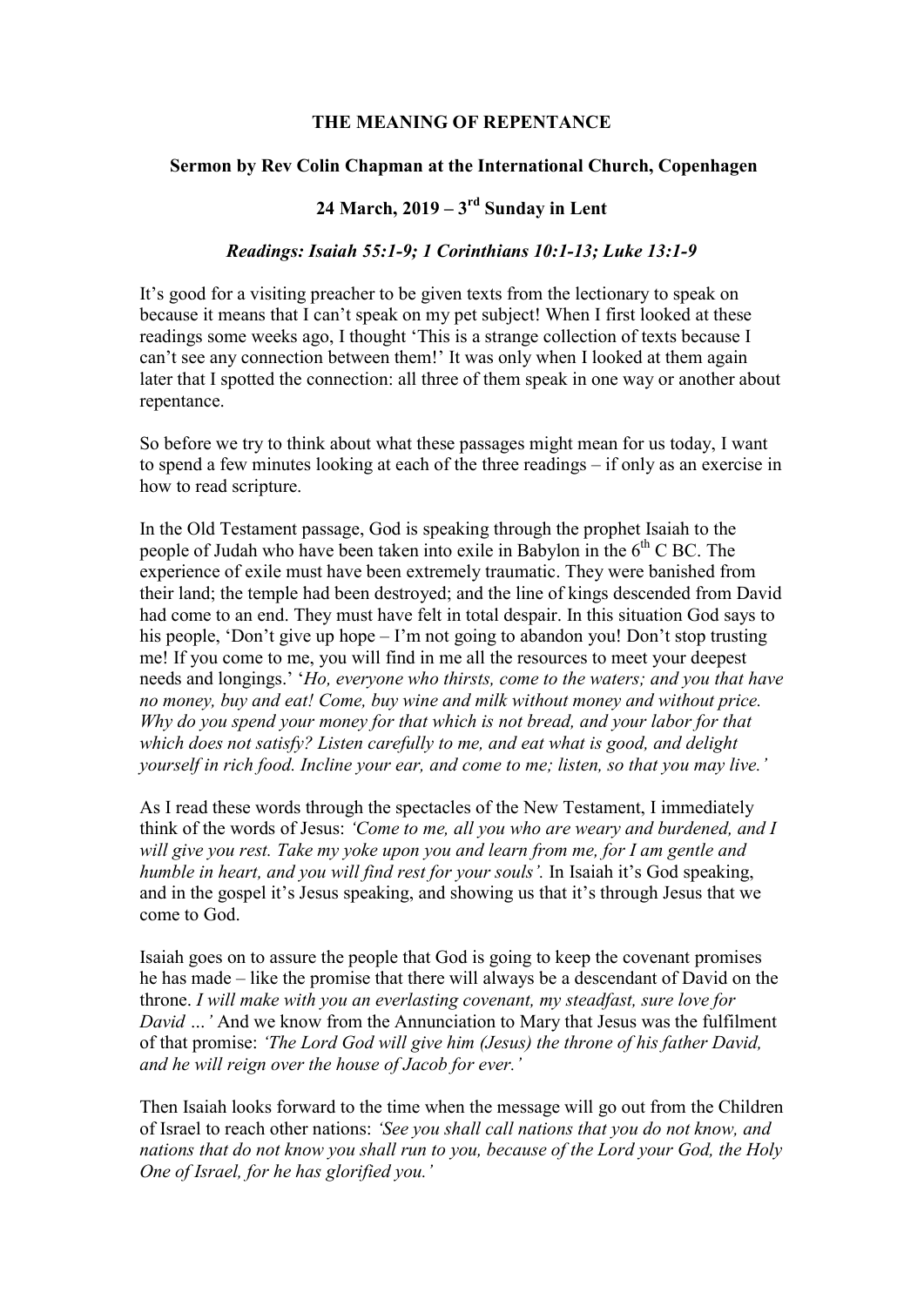# THE MEANING OF REPENTANCE

## Sermon by Rev Colin Chapman at the International Church, Copenhagen

## 24 March, 2019 – 3rd Sunday in Lent

***Readings: Isaiah 55:1-9; 1 Corinthians 10:1-13; Luke 13:1-9***

It's good for a visiting preacher to be given texts from the lectionary to speak on because it means that I can't speak on my pet subject! When I first looked at these readings some weeks ago, I thought 'This is a strange collection of texts because I can't see any connection between them!' It was only when I looked at them again later that I spotted the connection: all three of them speak in one way or another about repentance.

So before we try to think about what these passages might mean for us today, I want to spend a few minutes looking at each of the three readings – if only as an exercise in how to read scripture.

In the Old Testament passage, God is speaking through the prophet Isaiah to the people of Judah who have been taken into exile in Babylon in the 6th C BC. The experience of exile must have been extremely traumatic. They were banished from their land; the temple had been destroyed; and the line of kings descended from David had come to an end. They must have felt in total despair. In this situation God says to his people, 'Don't give up hope – I'm not going to abandon you! Don't stop trusting me! If you come to me, you will find in me all the resources to meet your deepest needs and longings.' '*Ho, everyone who thirsts, come to the waters; and you that have no money, buy and eat! Come, buy wine and milk without money and without price. Why do you spend your money for that which is not bread, and your labor for that which does not satisfy? Listen carefully to me, and eat what is good, and delight yourself in rich food. Incline your ear, and come to me; listen, so that you may live.'*

As I read these words through the spectacles of the New Testament, I immediately think of the words of Jesus: *'Come to me, all you who are weary and burdened, and I will give you rest. Take my yoke upon you and learn from me, for I am gentle and humble in heart, and you will find rest for your souls'.* In Isaiah it's God speaking, and in the gospel it's Jesus speaking, and showing us that it's through Jesus that we come to God.

Isaiah goes on to assure the people that God is going to keep the covenant promises he has made – like the promise that there will always be a descendant of David on the throne. *I will make with you an everlasting covenant, my steadfast, sure love for David …'* And we know from the Annunciation to Mary that Jesus was the fulfilment of that promise: *'The Lord God will give him (Jesus) the throne of his father David, and he will reign over the house of Jacob for ever.'*

Then Isaiah looks forward to the time when the message will go out from the Children of Israel to reach other nations: *'See you shall call nations that you do not know, and nations that do not know you shall run to you, because of the Lord your God, the Holy One of Israel, for he has glorified you.'*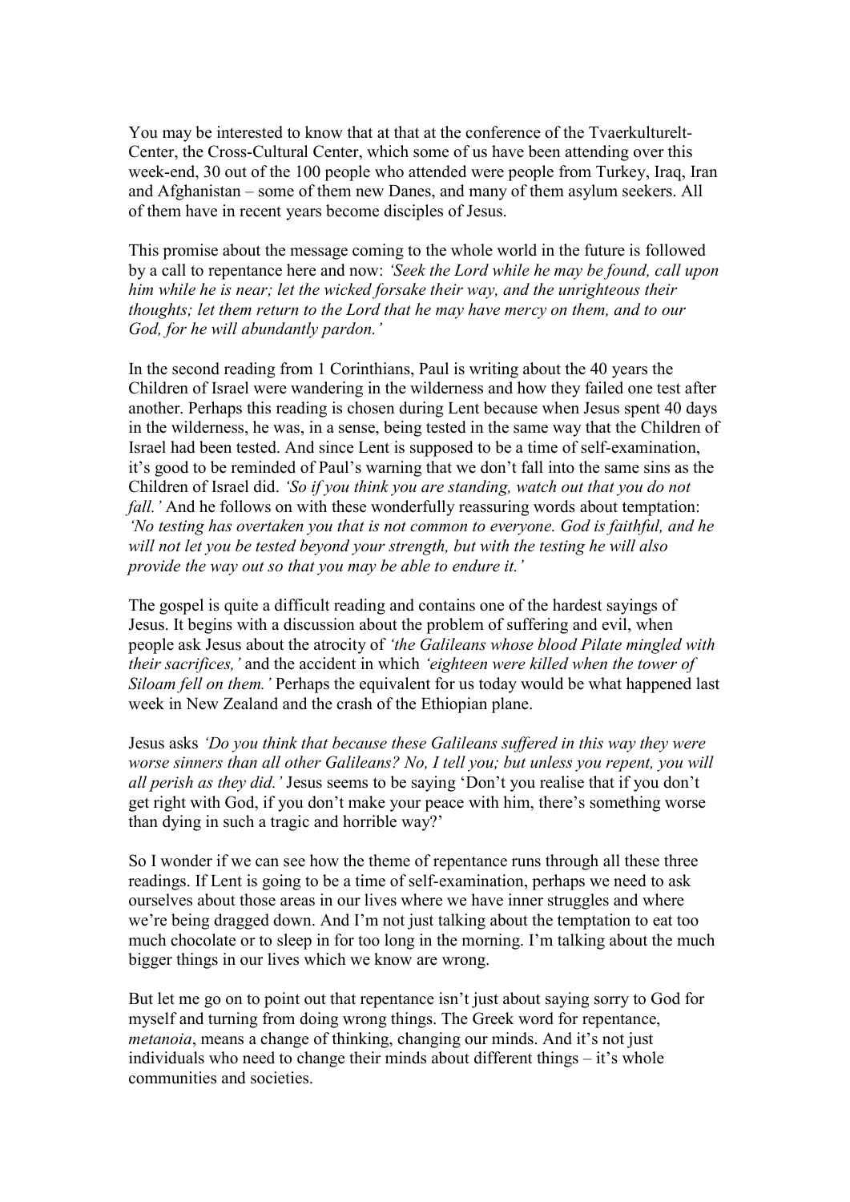You may be interested to know that at that at the conference of the Tvaerkulturelt-Center, the Cross-Cultural Center, which some of us have been attending over this week-end, 30 out of the 100 people who attended were people from Turkey, Iraq, Iran and Afghanistan – some of them new Danes, and many of them asylum seekers. All of them have in recent years become disciples of Jesus.

This promise about the message coming to the whole world in the future is followed by a call to repentance here and now: *'Seek the Lord while he may be found, call upon him while he is near; let the wicked forsake their way, and the unrighteous their thoughts; let them return to the Lord that he may have mercy on them, and to our God, for he will abundantly pardon.'*

In the second reading from 1 Corinthians, Paul is writing about the 40 years the Children of Israel were wandering in the wilderness and how they failed one test after another. Perhaps this reading is chosen during Lent because when Jesus spent 40 days in the wilderness, he was, in a sense, being tested in the same way that the Children of Israel had been tested. And since Lent is supposed to be a time of self-examination, it's good to be reminded of Paul's warning that we don't fall into the same sins as the Children of Israel did. *'So if you think you are standing, watch out that you do not fall.'* And he follows on with these wonderfully reassuring words about temptation: *'No testing has overtaken you that is not common to everyone. God is faithful, and he will not let you be tested beyond your strength, but with the testing he will also provide the way out so that you may be able to endure it.'*

The gospel is quite a difficult reading and contains one of the hardest sayings of Jesus. It begins with a discussion about the problem of suffering and evil, when people ask Jesus about the atrocity of *'the Galileans whose blood Pilate mingled with their sacrifices,'* and the accident in which *'eighteen were killed when the tower of Siloam fell on them.'* Perhaps the equivalent for us today would be what happened last week in New Zealand and the crash of the Ethiopian plane.

Jesus asks *'Do you think that because these Galileans suffered in this way they were worse sinners than all other Galileans? No, I tell you; but unless you repent, you will all perish as they did.'* Jesus seems to be saying 'Don't you realise that if you don't get right with God, if you don't make your peace with him, there's something worse than dying in such a tragic and horrible way?'

So I wonder if we can see how the theme of repentance runs through all these three readings. If Lent is going to be a time of self-examination, perhaps we need to ask ourselves about those areas in our lives where we have inner struggles and where we're being dragged down. And I'm not just talking about the temptation to eat too much chocolate or to sleep in for too long in the morning. I'm talking about the much bigger things in our lives which we know are wrong.

But let me go on to point out that repentance isn't just about saying sorry to God for myself and turning from doing wrong things. The Greek word for repentance, *metanoia*, means a change of thinking, changing our minds. And it's not just individuals who need to change their minds about different things – it's whole communities and societies.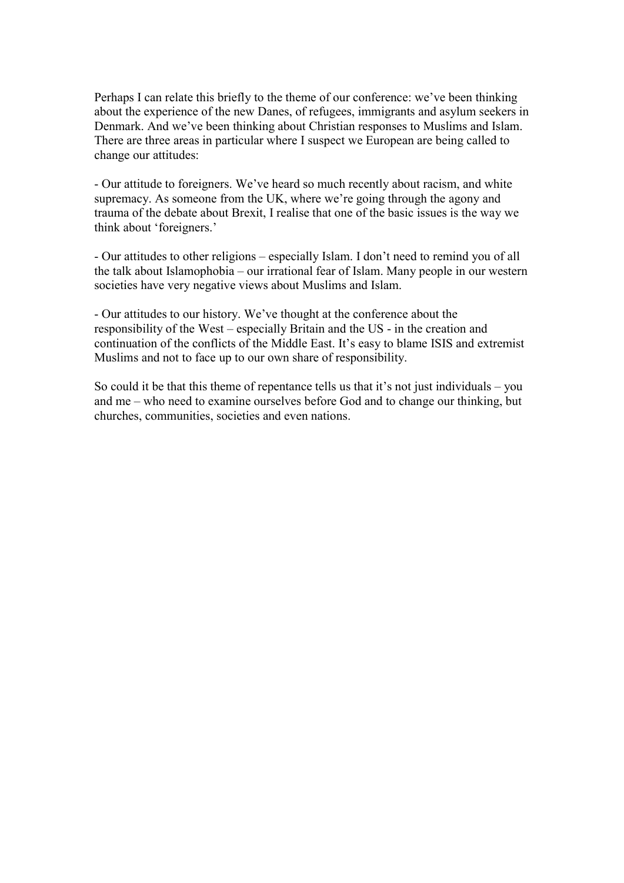Perhaps I can relate this briefly to the theme of our conference: we've been thinking about the experience of the new Danes, of refugees, immigrants and asylum seekers in Denmark. And we've been thinking about Christian responses to Muslims and Islam. There are three areas in particular where I suspect we European are being called to change our attitudes:

- Our attitude to foreigners. We've heard so much recently about racism, and white supremacy. As someone from the UK, where we're going through the agony and trauma of the debate about Brexit, I realise that one of the basic issues is the way we think about 'foreigners.'

- Our attitudes to other religions – especially Islam. I don't need to remind you of all the talk about Islamophobia – our irrational fear of Islam. Many people in our western societies have very negative views about Muslims and Islam.

- Our attitudes to our history. We've thought at the conference about the responsibility of the West – especially Britain and the US - in the creation and continuation of the conflicts of the Middle East. It's easy to blame ISIS and extremist Muslims and not to face up to our own share of responsibility.

So could it be that this theme of repentance tells us that it's not just individuals – you and me – who need to examine ourselves before God and to change our thinking, but churches, communities, societies and even nations.